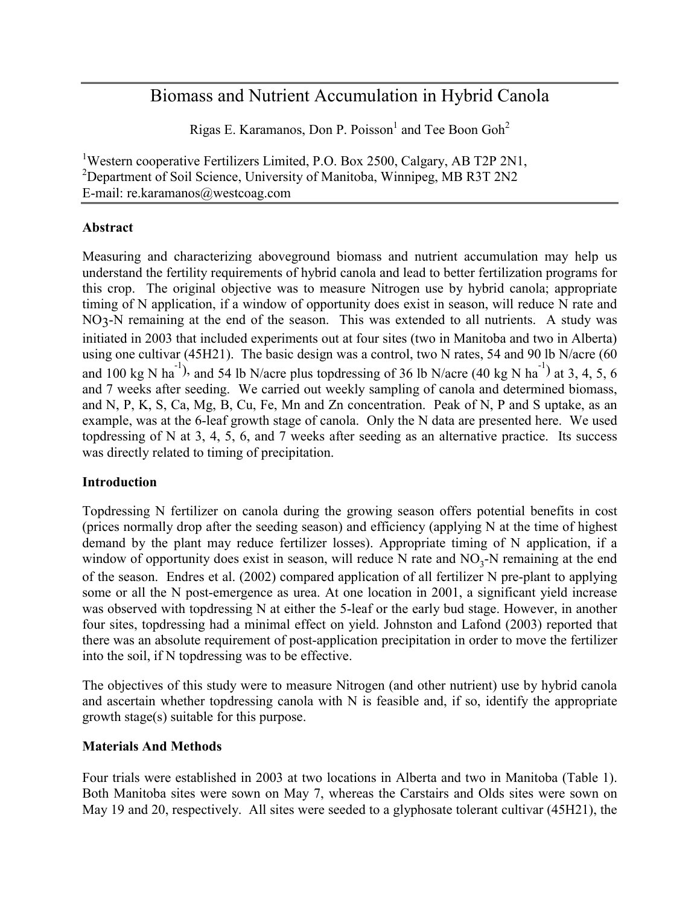# Biomass and Nutrient Accumulation in Hybrid Canola

Rigas E. Karamanos, Don P. Poisson[1] and Tee Boon Goh[2]

[1]Western cooperative Fertilizers Limited, P.O. Box 2500, Calgary, AB T2P 2N1,
[2]Department of Soil Science, University of Manitoba, Winnipeg, MB R3T 2N2
E-mail: re.karamanos@westcoag.com

## Abstract

Measuring and characterizing aboveground biomass and nutrient accumulation may help us understand the fertility requirements of hybrid canola and lead to better fertilization programs for this crop. The original objective was to measure Nitrogen use by hybrid canola; appropriate timing of N application, if a window of opportunity does exist in season, will reduce N rate and $NO_3$-N remaining at the end of the season. This was extended to all nutrients. A study was initiated in 2003 that included experiments out at four sites (two in Manitoba and two in Alberta) using one cultivar (45H21). The basic design was a control, two N rates, 54 and 90 lb N/acre (60 and 100 kg N $ha^{-1}$), and 54 lb N/acre plus topdressing of 36 lb N/acre (40 kg N $ha^{-1}$) at 3, 4, 5, 6 and 7 weeks after seeding. We carried out weekly sampling of canola and determined biomass, and N, P, K, S, Ca, Mg, B, Cu, Fe, Mn and Zn concentration. Peak of N, P and S uptake, as an example, was at the 6-leaf growth stage of canola. Only the N data are presented here. We used topdressing of N at 3, 4, 5, 6, and 7 weeks after seeding as an alternative practice. Its success was directly related to timing of precipitation.

## Introduction

Topdressing N fertilizer on canola during the growing season offers potential benefits in cost (prices normally drop after the seeding season) and efficiency (applying N at the time of highest demand by the plant may reduce fertilizer losses). Appropriate timing of N application, if a window of opportunity does exist in season, will reduce N rate and $NO_3$-N remaining at the end of the season. Endres et al. (2002) compared application of all fertilizer N pre-plant to applying some or all the N post-emergence as urea. At one location in 2001, a significant yield increase was observed with topdressing N at either the 5-leaf or the early bud stage. However, in another four sites, topdressing had a minimal effect on yield. Johnston and Lafond (2003) reported that there was an absolute requirement of post-application precipitation in order to move the fertilizer into the soil, if N topdressing was to be effective.

The objectives of this study were to measure Nitrogen (and other nutrient) use by hybrid canola and ascertain whether topdressing canola with N is feasible and, if so, identify the appropriate growth stage(s) suitable for this purpose.

## Materials And Methods

Four trials were established in 2003 at two locations in Alberta and two in Manitoba (Table 1). Both Manitoba sites were sown on May 7, whereas the Carstairs and Olds sites were sown on May 19 and 20, respectively. All sites were seeded to a glyphosate tolerant cultivar (45H21), the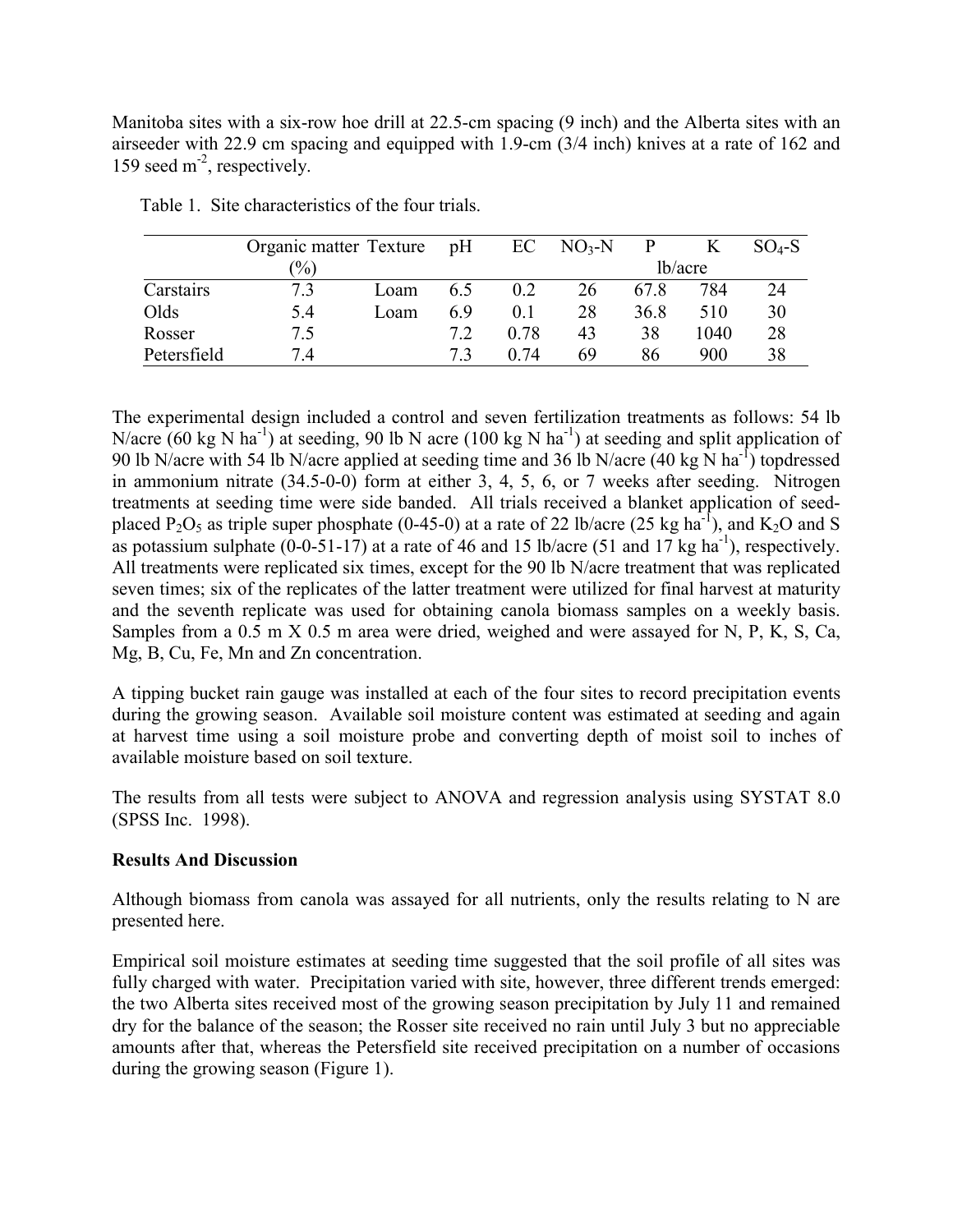Manitoba sites with a six-row hoe drill at 22.5-cm spacing (9 inch) and the Alberta sites with an airseeder with 22.9 cm spacing and equipped with 1.9-cm (3/4 inch) knives at a rate of 162 and 159 seed $m^{-2}$, respectively.

Table 1. Site characteristics of the four trials.

| | Organic matter (%) | Texture | pH | EC | $NO_3$-N | P | K | $SO_4$-S |
|---|---|---|---|---|---|---|---|---|
| | | | | | lb/acre | | | |
| Carstairs | 7.3 | Loam | 6.5 | 0.2 | 26 | 67.8 | 784 | 24 |
| Olds | 5.4 | Loam | 6.9 | 0.1 | 28 | 36.8 | 510 | 30 |
| Rosser | 7.5 | | 7.2 | 0.78 | 43 | 38 | 1040 | 28 |
| Petersfield | 7.4 | | 7.3 | 0.74 | 69 | 86 | 900 | 38 |

The experimental design included a control and seven fertilization treatments as follows: 54 lb N/acre (60 kg N $ha^{-1}$) at seeding, 90 lb N acre (100 kg N $ha^{-1}$) at seeding and split application of 90 lb N/acre with 54 lb N/acre applied at seeding time and 36 lb N/acre (40 kg N $ha^{-1}$) topdressed in ammonium nitrate (34.5-0-0) form at either 3, 4, 5, 6, or 7 weeks after seeding. Nitrogen treatments at seeding time were side banded. All trials received a blanket application of seed-placed $P_2O_5$ as triple super phosphate (0-45-0) at a rate of 22 lb/acre (25 kg $ha^{-1}$), and $K_2O$ and S as potassium sulphate (0-0-51-17) at a rate of 46 and 15 lb/acre (51 and 17 kg $ha^{-1}$), respectively. All treatments were replicated six times, except for the 90 lb N/acre treatment that was replicated seven times; six of the replicates of the latter treatment were utilized for final harvest at maturity and the seventh replicate was used for obtaining canola biomass samples on a weekly basis. Samples from a 0.5 m X 0.5 m area were dried, weighed and were assayed for N, P, K, S, Ca, Mg, B, Cu, Fe, Mn and Zn concentration.

A tipping bucket rain gauge was installed at each of the four sites to record precipitation events during the growing season. Available soil moisture content was estimated at seeding and again at harvest time using a soil moisture probe and converting depth of moist soil to inches of available moisture based on soil texture.

The results from all tests were subject to ANOVA and regression analysis using SYSTAT 8.0 (SPSS Inc. 1998).

**Results And Discussion**

Although biomass from canola was assayed for all nutrients, only the results relating to N are presented here.

Empirical soil moisture estimates at seeding time suggested that the soil profile of all sites was fully charged with water. Precipitation varied with site, however, three different trends emerged: the two Alberta sites received most of the growing season precipitation by July 11 and remained dry for the balance of the season; the Rosser site received no rain until July 3 but no appreciable amounts after that, whereas the Petersfield site received precipitation on a number of occasions during the growing season (Figure 1).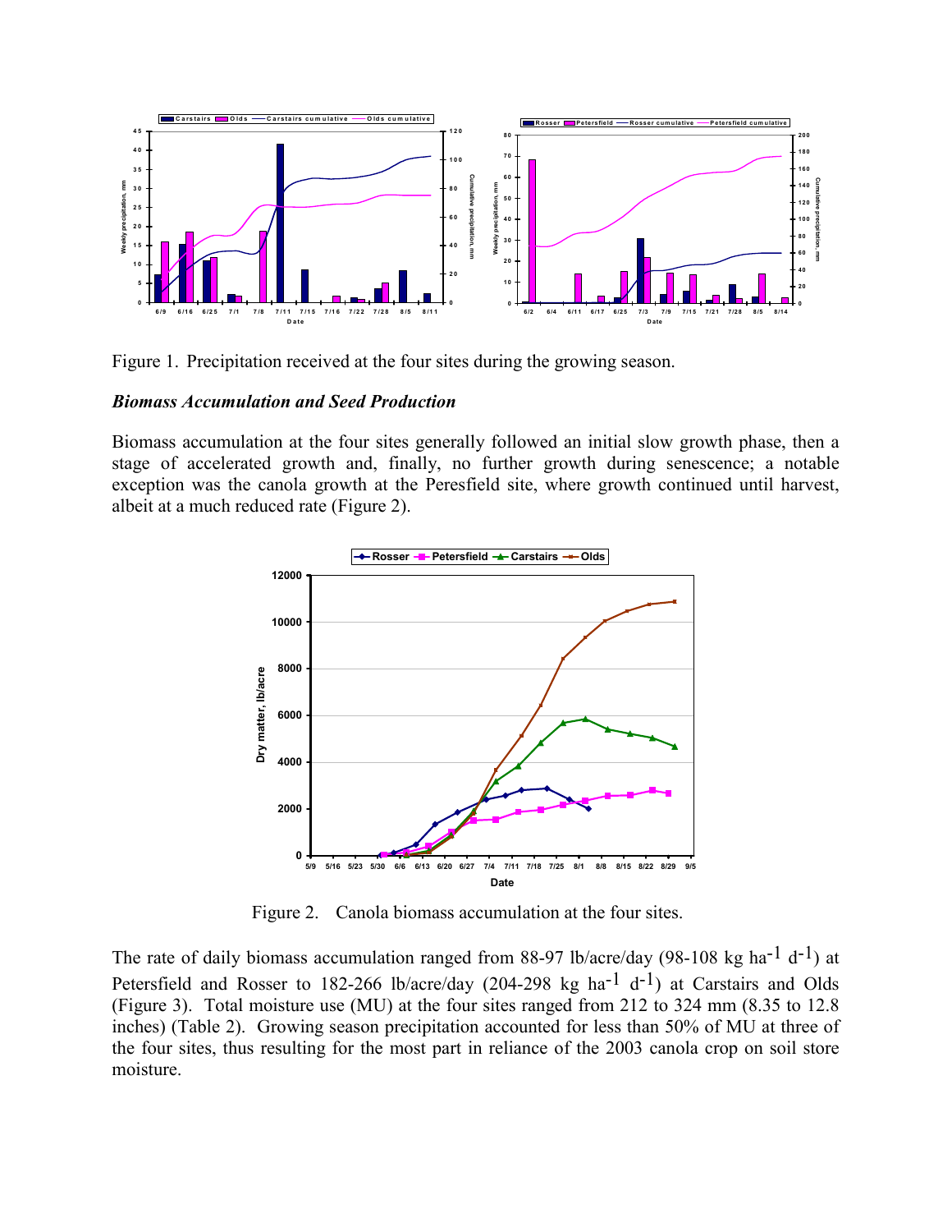Figure 1. Precipitation received at the four sites during the growing season.

### *Biomass Accumulation and Seed Production*

Biomass accumulation at the four sites generally followed an initial slow growth phase, then a stage of accelerated growth and, finally, no further growth during senescence; a notable exception was the canola growth at the Peresfield site, where growth continued until harvest, albeit at a much reduced rate (Figure 2).

Figure 2. Canola biomass accumulation at the four sites.

The rate of daily biomass accumulation ranged from 88-97 lb/acre/day (98-108 kg $ha^{-1}$ $d^{-1}$) at Petersfield and Rosser to 182-266 lb/acre/day (204-298 kg $ha^{-1}$ $d^{-1}$) at Carstairs and Olds (Figure 3). Total moisture use (MU) at the four sites ranged from 212 to 324 mm (8.35 to 12.8 inches) (Table 2). Growing season precipitation accounted for less than 50% of MU at three of the four sites, thus resulting for the most part in reliance of the 2003 canola crop on soil store moisture.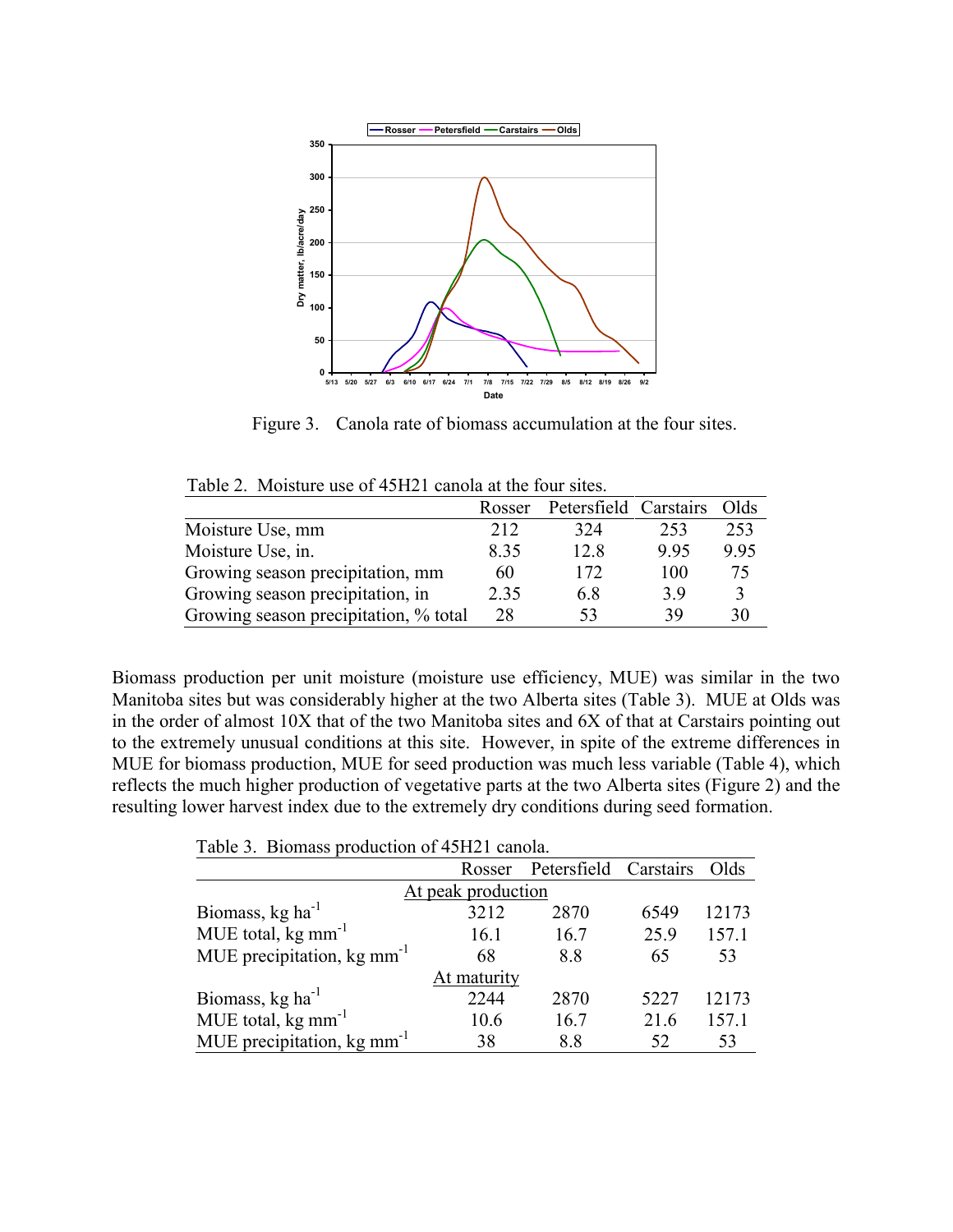Figure 3. Canola rate of biomass accumulation at the four sites.

Table 2. Moisture use of 45H21 canola at the four sites.

| | Rosser | Petersfield | Carstairs | Olds |
|---|---|---|---|---|
| Moisture Use, mm | 212 | 324 | 253 | 253 |
| Moisture Use, in. | 8.35 | 12.8 | 9.95 | 9.95 |
| Growing season precipitation, mm | 60 | 172 | 100 | 75 |
| Growing season precipitation, in | 2.35 | 6.8 | 3.9 | 3 |
| Growing season precipitation, % total | 28 | 53 | 39 | 30 |

Biomass production per unit moisture (moisture use efficiency, MUE) was similar in the two Manitoba sites but was considerably higher at the two Alberta sites (Table 3). MUE at Olds was in the order of almost 10X that of the two Manitoba sites and 6X of that at Carstairs pointing out to the extremely unusual conditions at this site. However, in spite of the extreme differences in MUE for biomass production, MUE for seed production was much less variable (Table 4), which reflects the much higher production of vegetative parts at the two Alberta sites (Figure 2) and the resulting lower harvest index due to the extremely dry conditions during seed formation.

Table 3. Biomass production of 45H21 canola.

| | Rosser | Petersfield | Carstairs | Olds |
|---|---|---|---|---|
| *At peak production* | | | | |
| Biomass, kg ha$^{-1}$ | 3212 | 2870 | 6549 | 12173 |
| MUE total, kg mm$^{-1}$ | 16.1 | 16.7 | 25.9 | 157.1 |
| MUE precipitation, kg mm$^{-1}$ | 68 | 8.8 | 65 | 53 |
| *At maturity* | | | | |
| Biomass, kg ha$^{-1}$ | 2244 | 2870 | 5227 | 12173 |
| MUE total, kg mm$^{-1}$ | 10.6 | 16.7 | 21.6 | 157.1 |
| MUE precipitation, kg mm$^{-1}$ | 38 | 8.8 | 52 | 53 |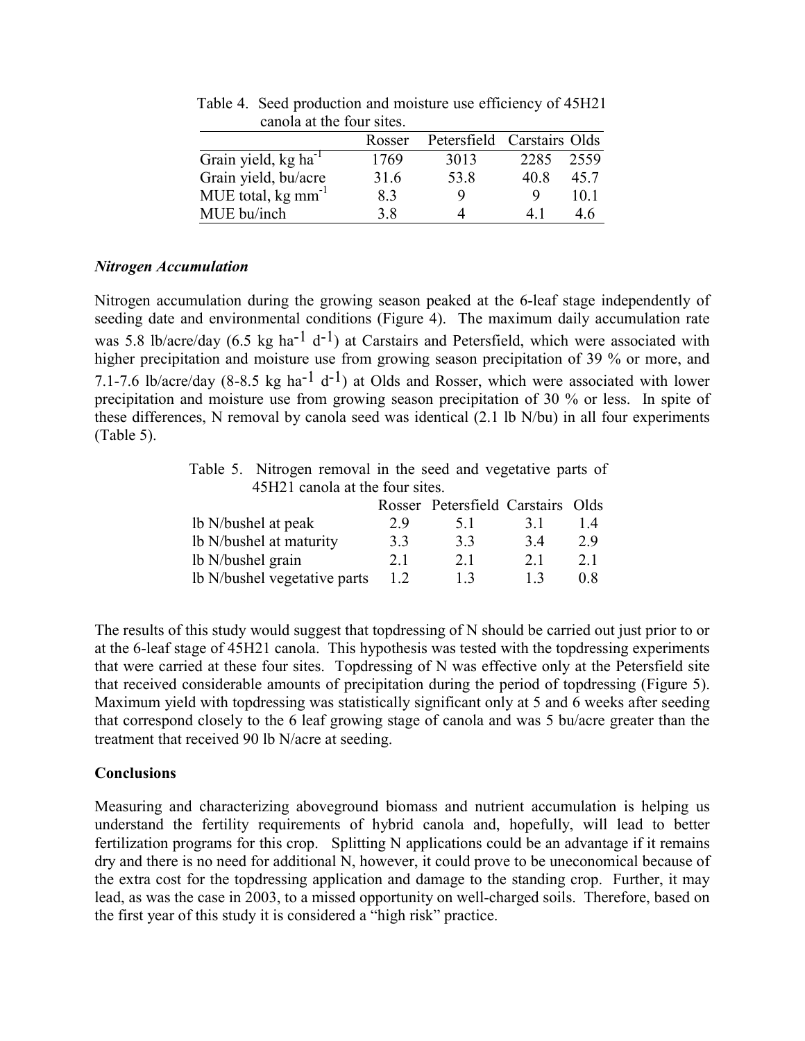Table 4. Seed production and moisture use efficiency of 45H21 canola at the four sites.

| | Rosser | Petersfield | Carstairs | Olds |
|---|---|---|---|---|
| Grain yield, kg $ha^{-1}$ | 1769 | 3013 | 2285 | 2559 |
| Grain yield, bu/acre | 31.6 | 53.8 | 40.8 | 45.7 |
| MUE total, kg $mm^{-1}$ | 8.3 | 9 | 9 | 10.1 |
| MUE bu/inch | 3.8 | 4 | 4.1 | 4.6 |

### *Nitrogen Accumulation*

Nitrogen accumulation during the growing season peaked at the 6-leaf stage independently of seeding date and environmental conditions (Figure 4). The maximum daily accumulation rate was 5.8 lb/acre/day (6.5 kg $ha^{-1}$ $d^{-1}$) at Carstairs and Petersfield, which were associated with higher precipitation and moisture use from growing season precipitation of 39 % or more, and 7.1-7.6 lb/acre/day (8-8.5 kg $ha^{-1}$ $d^{-1}$) at Olds and Rosser, which were associated with lower precipitation and moisture use from growing season precipitation of 30 % or less. In spite of these differences, N removal by canola seed was identical (2.1 lb N/bu) in all four experiments (Table 5).

Table 5. Nitrogen removal in the seed and vegetative parts of 45H21 canola at the four sites.

| | Rosser | Petersfield | Carstairs | Olds |
|---|---|---|---|---|
| lb N/bushel at peak | 2.9 | 5.1 | 3.1 | 1.4 |
| lb N/bushel at maturity | 3.3 | 3.3 | 3.4 | 2.9 |
| lb N/bushel grain | 2.1 | 2.1 | 2.1 | 2.1 |
| lb N/bushel vegetative parts | 1.2 | 1.3 | 1.3 | 0.8 |

The results of this study would suggest that topdressing of N should be carried out just prior to or at the 6-leaf stage of 45H21 canola. This hypothesis was tested with the topdressing experiments that were carried at these four sites. Topdressing of N was effective only at the Petersfield site that received considerable amounts of precipitation during the period of topdressing (Figure 5). Maximum yield with topdressing was statistically significant only at 5 and 6 weeks after seeding that correspond closely to the 6 leaf growing stage of canola and was 5 bu/acre greater than the treatment that received 90 lb N/acre at seeding.

## Conclusions

Measuring and characterizing aboveground biomass and nutrient accumulation is helping us understand the fertility requirements of hybrid canola and, hopefully, will lead to better fertilization programs for this crop. Splitting N applications could be an advantage if it remains dry and there is no need for additional N, however, it could prove to be uneconomical because of the extra cost for the topdressing application and damage to the standing crop. Further, it may lead, as was the case in 2003, to a missed opportunity on well-charged soils. Therefore, based on the first year of this study it is considered a "high risk" practice.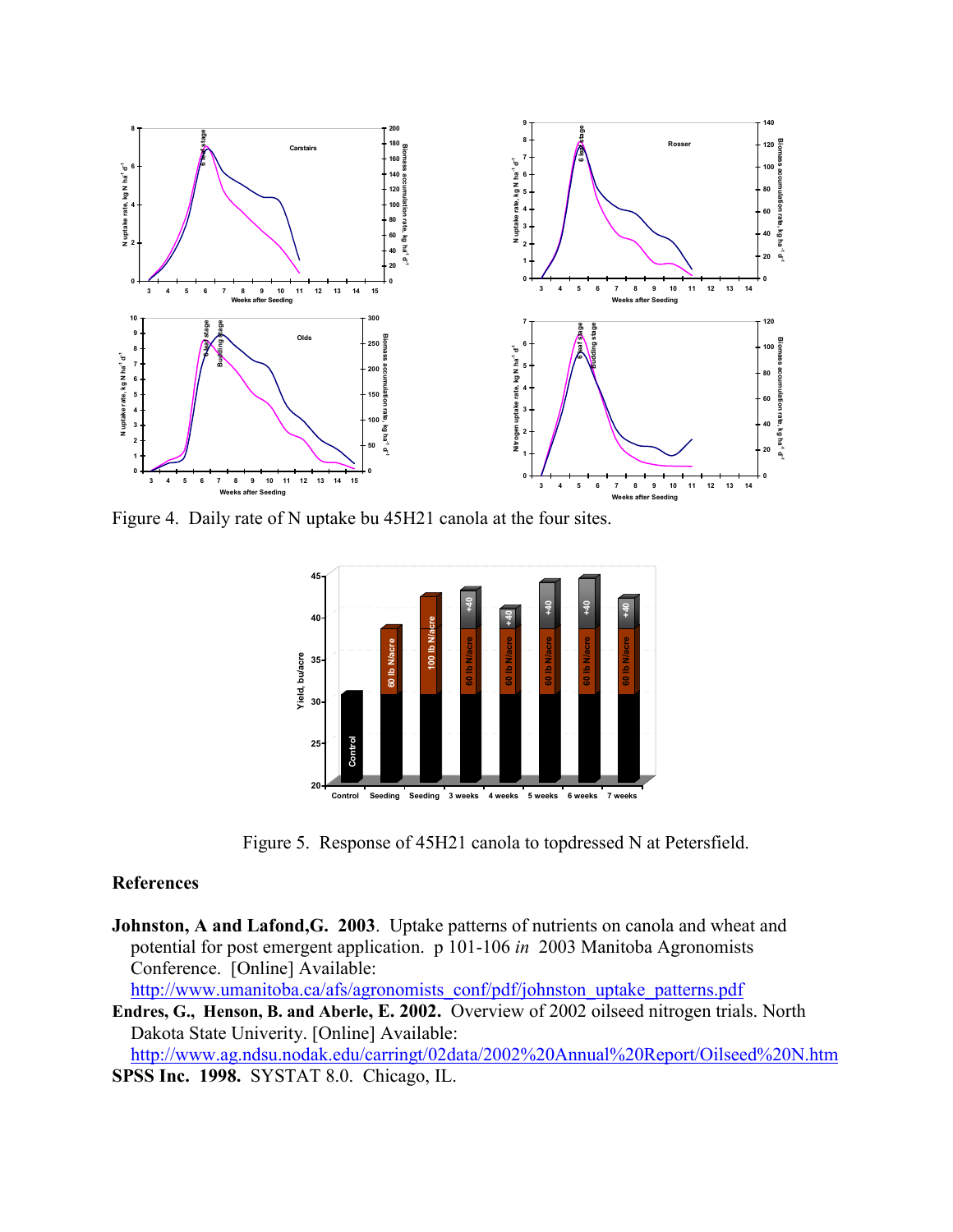Carstairs

N uptake rate, kg N ha$^{-1}$ d$^{-1}$

Biomass accumulation rate, kg ha$^{-1}$ d$^{-1}$

6 leaf stage

Weeks after Seeding

Rosser

N uptake rate, kg N ha$^{-1}$ d$^{-1}$

Biomass accumulation rate, kg ha$^{-1}$ d$^{-1}$

6 leaf stage

Weeks after Seeding

Olds

N uptake rate, kg N ha$^{-1}$ d$^{-1}$

Biomass accumulation rate, kg ha$^{-1}$ d$^{-1}$

6 leaf stage

Budding stage

Weeks after Seeding

Nitrogen uptake rate, kg N ha$^{-1}$ d$^{-1}$

Biomass accumulation rate, kg ha$^{-1}$ d$^{-1}$

6 leaf stage

Budding stage

Weeks after Seeding

Figure 4. Daily rate of N uptake bu 45H21 canola at the four sites.

Yield, bu/acre

Control

60 lb N/acre

100 lb N/acre

+40

Control Seeding Seeding 3 weeks 4 weeks 5 weeks 6 weeks 7 weeks

Figure 5. Response of 45H21 canola to topdressed N at Petersfield.

## References

**Johnston, A and Lafond,G. 2003**. Uptake patterns of nutrients on canola and wheat and potential for post emergent application. p 101-106 *in* 2003 Manitoba Agronomists Conference. [Online] Available: http://www.umanitoba.ca/afs/agronomists_conf/pdf/johnston_uptake_patterns.pdf

**Endres, G., Henson, B. and Aberle, E. 2002.** Overview of 2002 oilseed nitrogen trials. North Dakota State Univerity. [Online] Available: http://www.ag.ndsu.nodak.edu/carringt/02data/2002%20Annual%20Report/Oilseed%20N.htm

**SPSS Inc. 1998.** SYSTAT 8.0. Chicago, IL.